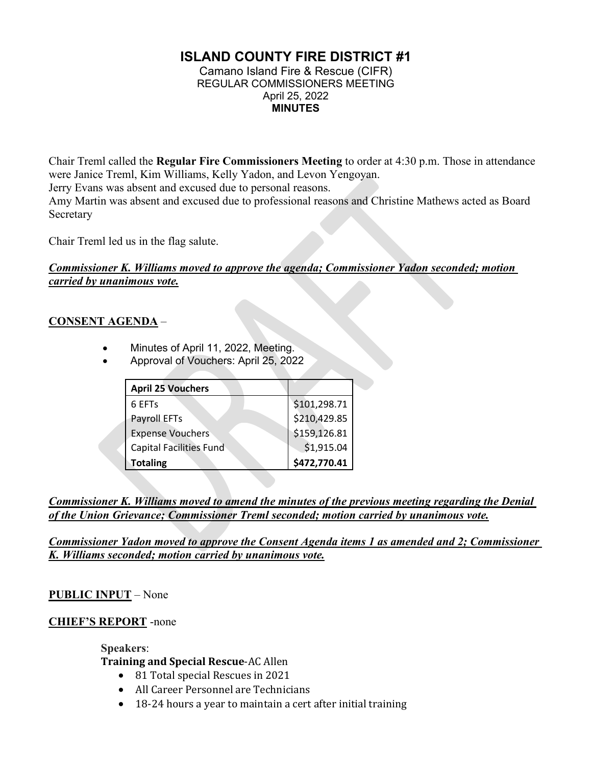# ISLAND COUNTY FIRE DISTRICT #1

Camano Island Fire & Rescue (CIFR)
REGULAR COMMISSIONERS MEETING
April 25, 2022
**MINUTES**

Chair Treml called the **Regular Fire Commissioners Meeting** to order at 4:30 p.m. Those in attendance were Janice Treml, Kim Williams, Kelly Yadon, and Levon Yengoyan.
Jerry Evans was absent and excused due to personal reasons.
Amy Martin was absent and excused due to professional reasons and Christine Mathews acted as Board Secretary

Chair Treml led us in the flag salute.

***Commissioner K. Williams moved to approve the agenda; Commissioner Yadon seconded; motion carried by unanimous vote.***

**CONSENT AGENDA** –

- Minutes of April 11, 2022, Meeting.
- Approval of Vouchers: April 25, 2022

| **April 25 Vouchers** | |
|---|---|
| 6 EFTs | $101,298.71 |
| Payroll EFTs | $210,429.85 |
| Expense Vouchers | $159,126.81 |
| Capital Facilities Fund | $1,915.04 |
| **Totaling** | **$472,770.41** |

***Commissioner K. Williams moved to amend the minutes of the previous meeting regarding the Denial of the Union Grievance; Commissioner Treml seconded; motion carried by unanimous vote.***

***Commissioner Yadon moved to approve the Consent Agenda items 1 as amended and 2; Commissioner K. Williams seconded; motion carried by unanimous vote.***

**PUBLIC INPUT** – None

**CHIEF'S REPORT** -none

**Speakers**:
**Training and Special Rescue**-AC Allen

- 81 Total special Rescues in 2021
- All Career Personnel are Technicians
- 18-24 hours a year to maintain a cert after initial training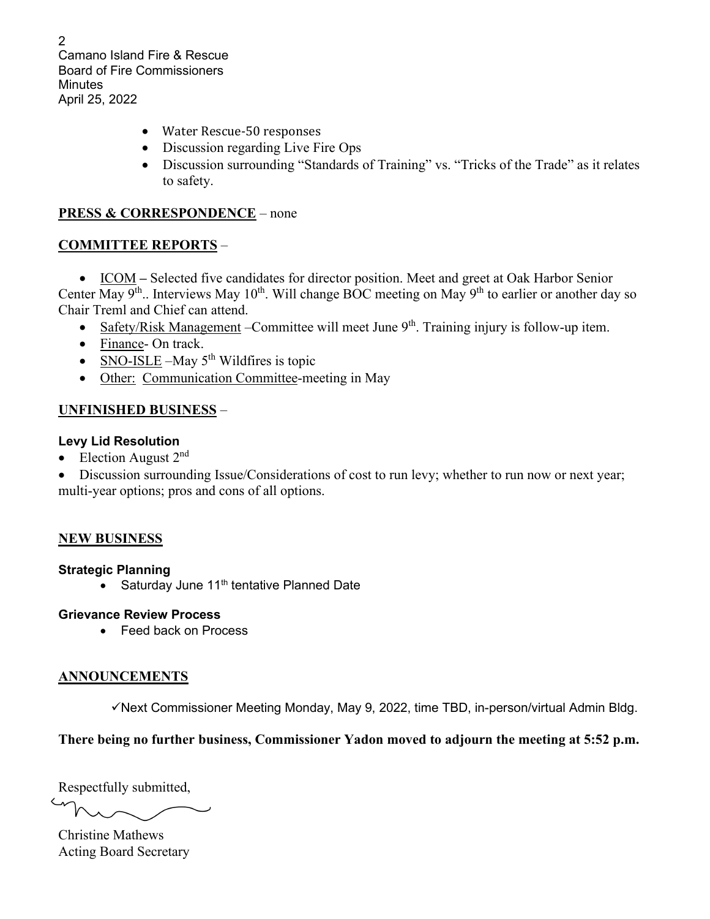- Water Rescue-50 responses
- Discussion regarding Live Fire Ops
- Discussion surrounding "Standards of Training" vs. "Tricks of the Trade" as it relates to safety.

**PRESS & CORRESPONDENCE** – none

**COMMITTEE REPORTS** –

- ICOM – Selected five candidates for director position. Meet and greet at Oak Harbor Senior Center May 9th.. Interviews May 10th. Will change BOC meeting on May 9th to earlier or another day so Chair Treml and Chief can attend.
- Safety/Risk Management –Committee will meet June 9th. Training injury is follow-up item.
- Finance- On track.
- SNO-ISLE –May 5th Wildfires is topic
- Other: Communication Committee-meeting in May

**UNFINISHED BUSINESS** –

**Levy Lid Resolution**

- Election August 2nd
- Discussion surrounding Issue/Considerations of cost to run levy; whether to run now or next year; multi-year options; pros and cons of all options.

**NEW BUSINESS**

**Strategic Planning**

- Saturday June 11th tentative Planned Date

**Grievance Review Process**

- Feed back on Process

**ANNOUNCEMENTS**

✓Next Commissioner Meeting Monday, May 9, 2022, time TBD, in-person/virtual Admin Bldg.

**There being no further business, Commissioner Yadon moved to adjourn the meeting at 5:52 p.m.**

Respectfully submitted,

Christine Mathews
Acting Board Secretary